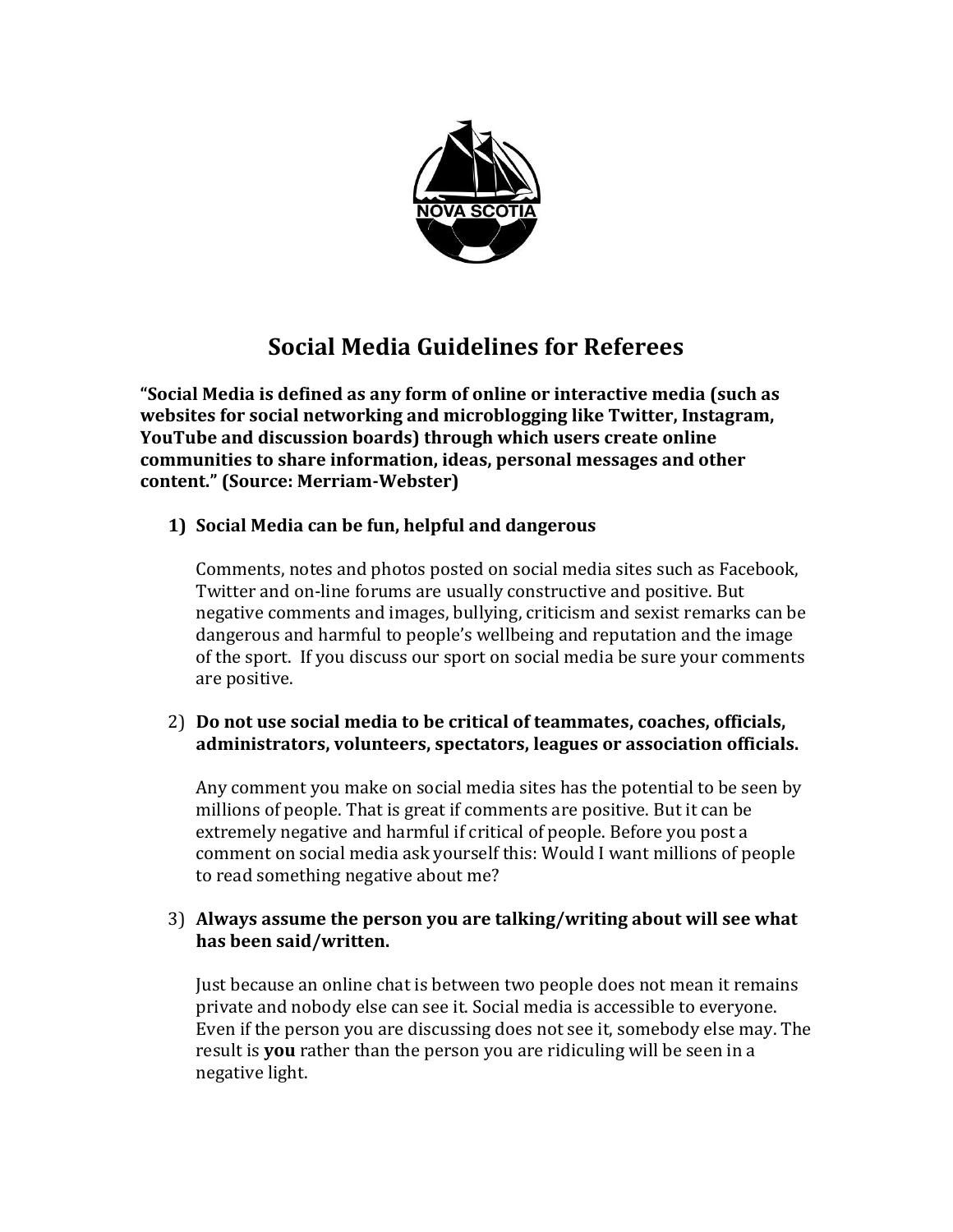# Social Media Guidelines for Referees

**"Social Media is defined as any form of online or interactive media (such as websites for social networking and microblogging like Twitter, Instagram, YouTube and discussion boards) through which users create online communities to share information, ideas, personal messages and other content." (Source: Merriam-Webster)**

1) **Social Media can be fun, helpful and dangerous**

   Comments, notes and photos posted on social media sites such as Facebook, Twitter and on-line forums are usually constructive and positive. But negative comments and images, bullying, criticism and sexist remarks can be dangerous and harmful to people's wellbeing and reputation and the image of the sport. If you discuss our sport on social media be sure your comments are positive.

2) **Do not use social media to be critical of teammates, coaches, officials, administrators, volunteers, spectators, leagues or association officials.**

   Any comment you make on social media sites has the potential to be seen by millions of people. That is great if comments are positive. But it can be extremely negative and harmful if critical of people. Before you post a comment on social media ask yourself this: Would I want millions of people to read something negative about me?

3) **Always assume the person you are talking/writing about will see what has been said/written.**

   Just because an online chat is between two people does not mean it remains private and nobody else can see it. Social media is accessible to everyone. Even if the person you are discussing does not see it, somebody else may. The result is **you** rather than the person you are ridiculing will be seen in a negative light.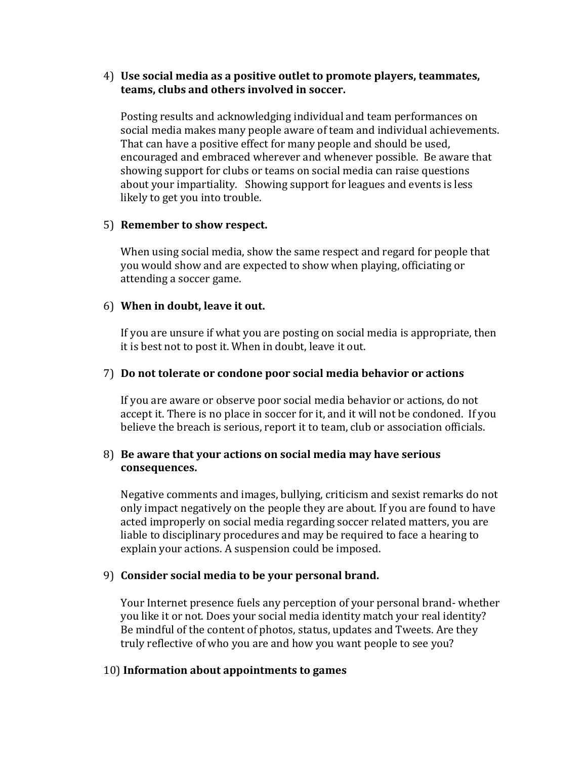4) **Use social media as a positive outlet to promote players, teammates, teams, clubs and others involved in soccer.**

   Posting results and acknowledging individual and team performances on social media makes many people aware of team and individual achievements. That can have a positive effect for many people and should be used, encouraged and embraced wherever and whenever possible. Be aware that showing support for clubs or teams on social media can raise questions about your impartiality. Showing support for leagues and events is less likely to get you into trouble.

5) **Remember to show respect.**

   When using social media, show the same respect and regard for people that you would show and are expected to show when playing, officiating or attending a soccer game.

6) **When in doubt, leave it out.**

   If you are unsure if what you are posting on social media is appropriate, then it is best not to post it. When in doubt, leave it out.

7) **Do not tolerate or condone poor social media behavior or actions**

   If you are aware or observe poor social media behavior or actions, do not accept it. There is no place in soccer for it, and it will not be condoned. If you believe the breach is serious, report it to team, club or association officials.

8) **Be aware that your actions on social media may have serious consequences.**

   Negative comments and images, bullying, criticism and sexist remarks do not only impact negatively on the people they are about. If you are found to have acted improperly on social media regarding soccer related matters, you are liable to disciplinary procedures and may be required to face a hearing to explain your actions. A suspension could be imposed.

9) **Consider social media to be your personal brand.**

   Your Internet presence fuels any perception of your personal brand- whether you like it or not. Does your social media identity match your real identity? Be mindful of the content of photos, status, updates and Tweets. Are they truly reflective of who you are and how you want people to see you?

10) **Information about appointments to games**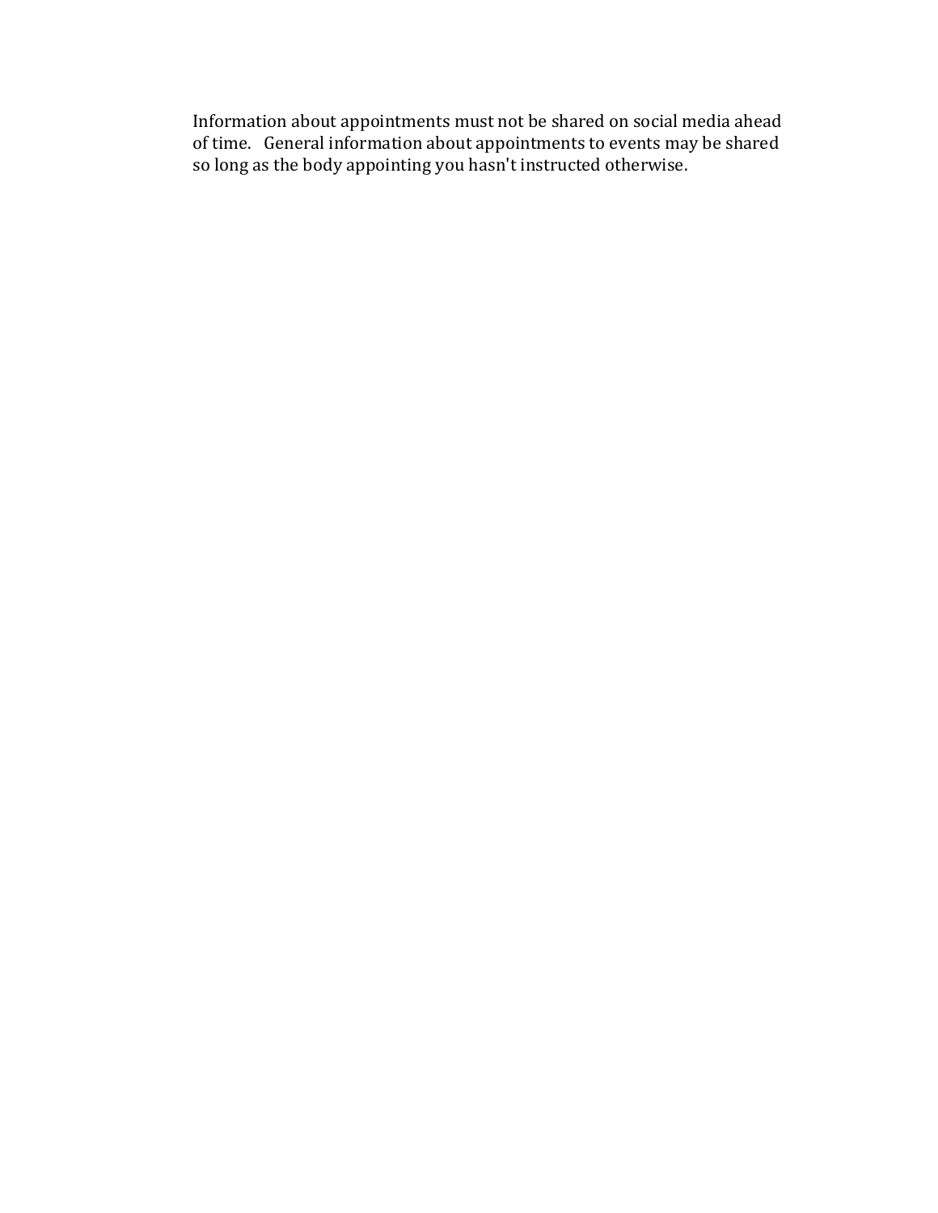Information about appointments must not be shared on social media ahead of time. General information about appointments to events may be shared so long as the body appointing you hasn't instructed otherwise.